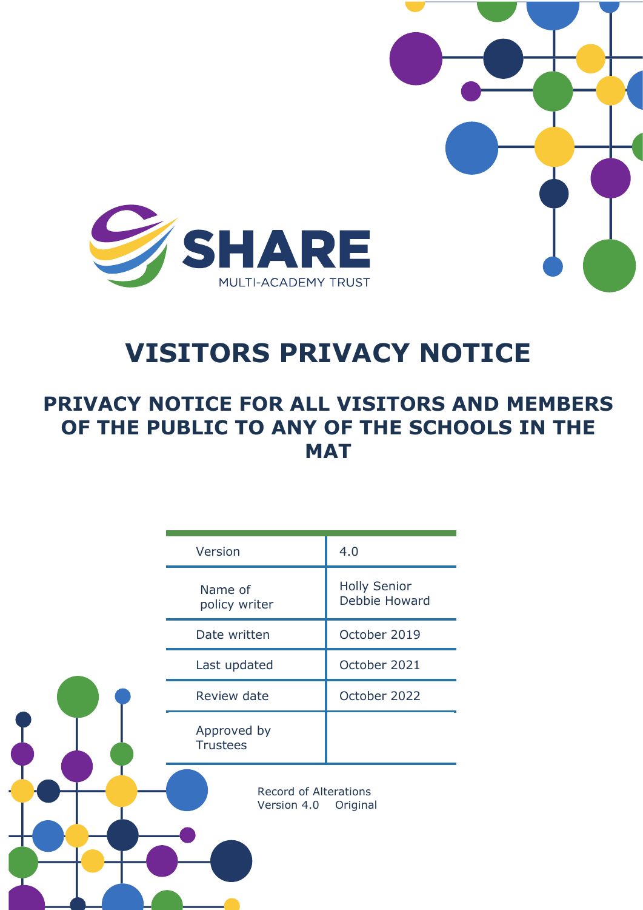SHARE

MULTI-ACADEMY TRUST

# VISITORS PRIVACY NOTICE

## PRIVACY NOTICE FOR ALL VISITORS AND MEMBERS OF THE PUBLIC TO ANY OF THE SCHOOLS IN THE MAT

| | |
|---|---|
| Version | 4.0 |
| Name of policy writer | Holly Senior<br>Debbie Howard |
| Date written | October 2019 |
| Last updated | October 2021 |
| Review date | October 2022 |
| Approved by Trustees | |

Record of Alterations
Version 4.0 Original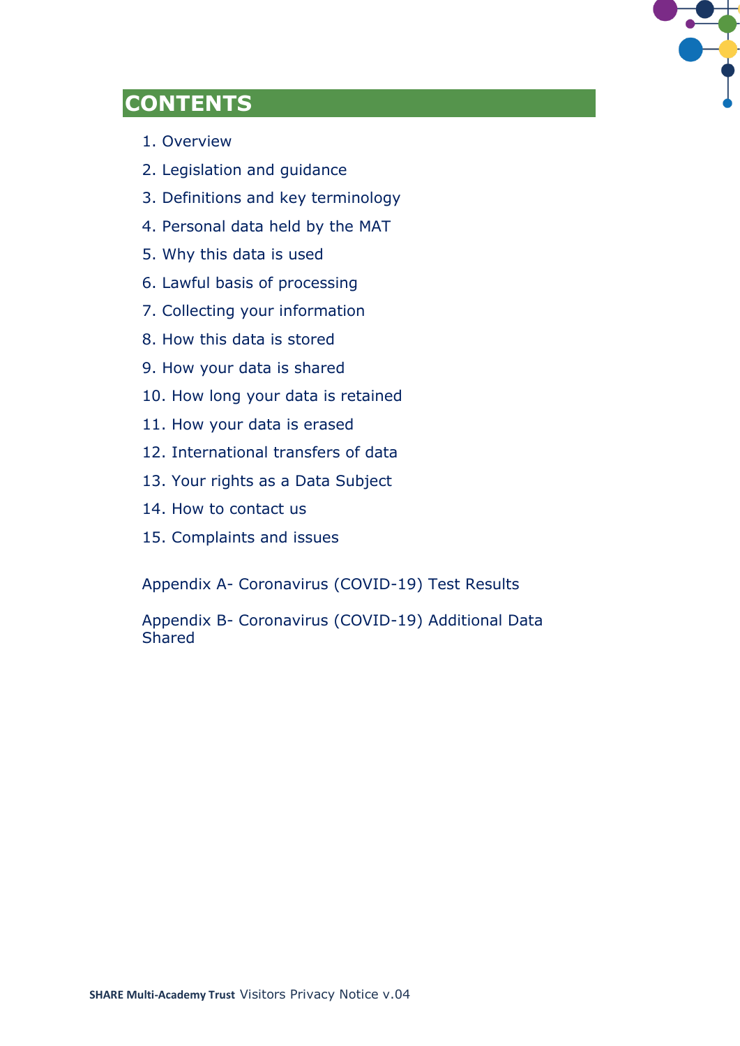# CONTENTS

1. Overview
2. Legislation and guidance
3. Definitions and key terminology
4. Personal data held by the MAT
5. Why this data is used
6. Lawful basis of processing
7. Collecting your information
8. How this data is stored
9. How your data is shared
10. How long your data is retained
11. How your data is erased
12. International transfers of data
13. Your rights as a Data Subject
14. How to contact us
15. Complaints and issues

Appendix A- Coronavirus (COVID-19) Test Results

Appendix B- Coronavirus (COVID-19) Additional Data Shared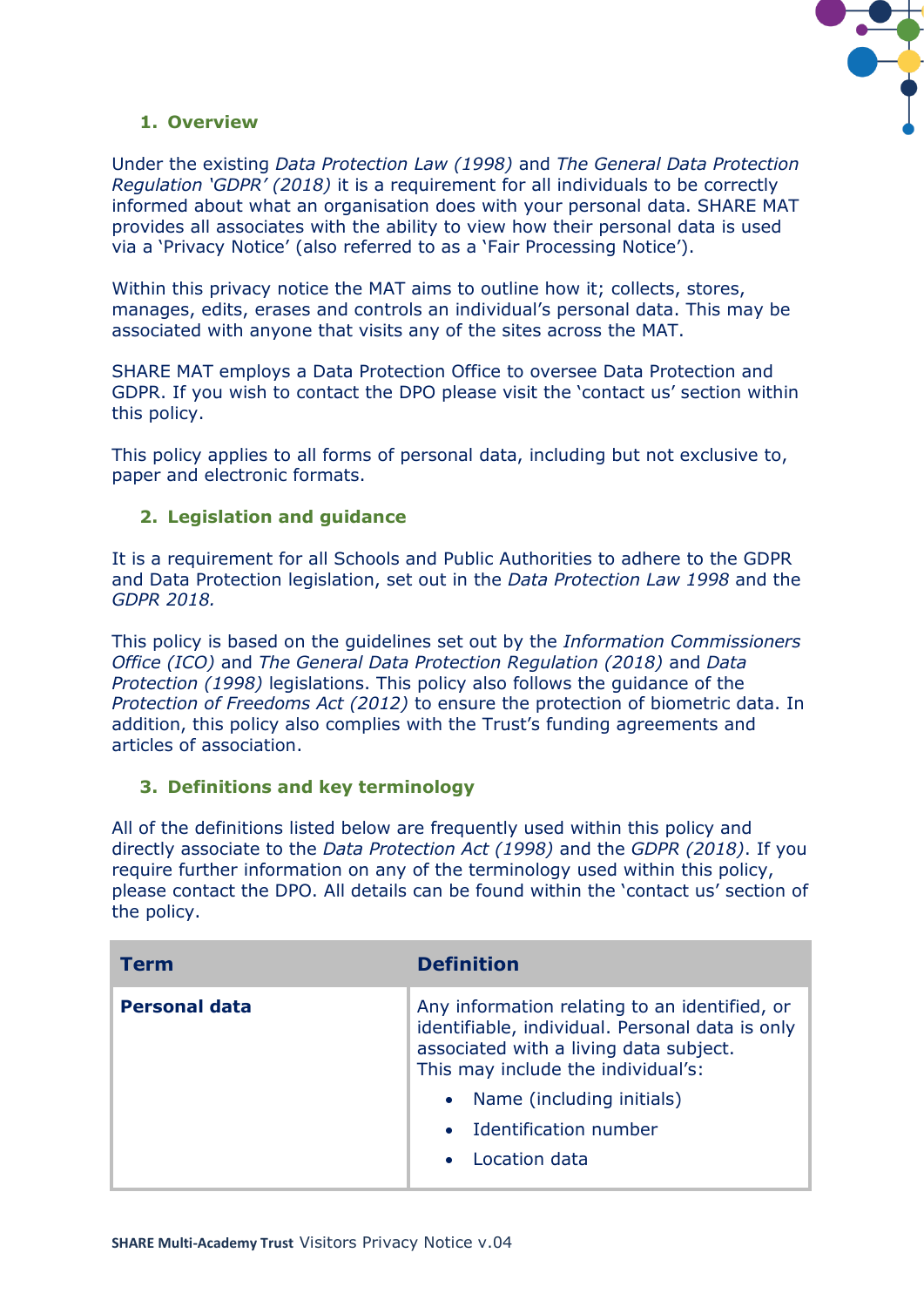## 1. Overview

Under the existing *Data Protection Law (1998)* and *The General Data Protection Regulation 'GDPR' (2018)* it is a requirement for all individuals to be correctly informed about what an organisation does with your personal data. SHARE MAT provides all associates with the ability to view how their personal data is used via a 'Privacy Notice' (also referred to as a 'Fair Processing Notice').

Within this privacy notice the MAT aims to outline how it; collects, stores, manages, edits, erases and controls an individual's personal data. This may be associated with anyone that visits any of the sites across the MAT.

SHARE MAT employs a Data Protection Office to oversee Data Protection and GDPR. If you wish to contact the DPO please visit the 'contact us' section within this policy.

This policy applies to all forms of personal data, including but not exclusive to, paper and electronic formats.

## 2. Legislation and guidance

It is a requirement for all Schools and Public Authorities to adhere to the GDPR and Data Protection legislation, set out in the *Data Protection Law 1998* and the *GDPR 2018.*

This policy is based on the guidelines set out by the *Information Commissioners Office (ICO)* and *The General Data Protection Regulation (2018)* and *Data Protection (1998)* legislations. This policy also follows the guidance of the *Protection of Freedoms Act (2012)* to ensure the protection of biometric data. In addition, this policy also complies with the Trust's funding agreements and articles of association.

## 3. Definitions and key terminology

All of the definitions listed below are frequently used within this policy and directly associate to the *Data Protection Act (1998)* and the *GDPR (2018)*. If you require further information on any of the terminology used within this policy, please contact the DPO. All details can be found within the 'contact us' section of the policy.

| Term | Definition |
|---|---|
| **Personal data** | Any information relating to an identified, or identifiable, individual. Personal data is only associated with a living data subject.<br>This may include the individual's:<br>• Name (including initials)<br>• Identification number<br>• Location data |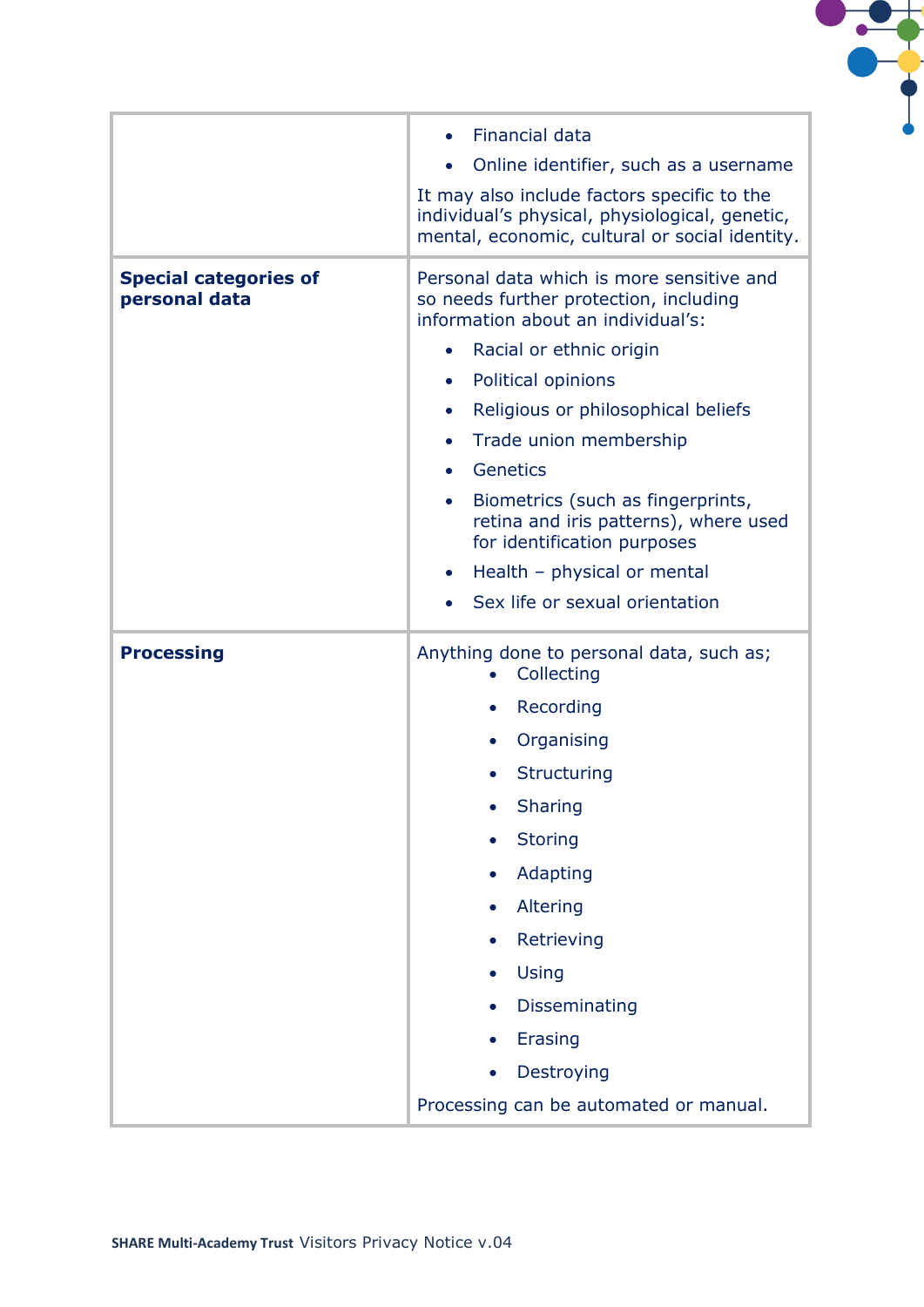| | |
|---|---|
| | • Financial data<br>• Online identifier, such as a username<br><br>It may also include factors specific to the individual's physical, physiological, genetic, mental, economic, cultural or social identity. |
| **Special categories of personal data** | Personal data which is more sensitive and so needs further protection, including information about an individual's:<br>• Racial or ethnic origin<br>• Political opinions<br>• Religious or philosophical beliefs<br>• Trade union membership<br>• Genetics<br>• Biometrics (such as fingerprints, retina and iris patterns), where used for identification purposes<br>• Health – physical or mental<br>• Sex life or sexual orientation |
| **Processing** | Anything done to personal data, such as;<br>• Collecting<br>• Recording<br>• Organising<br>• Structuring<br>• Sharing<br>• Storing<br>• Adapting<br>• Altering<br>• Retrieving<br>• Using<br>• Disseminating<br>• Erasing<br>• Destroying<br><br>Processing can be automated or manual. |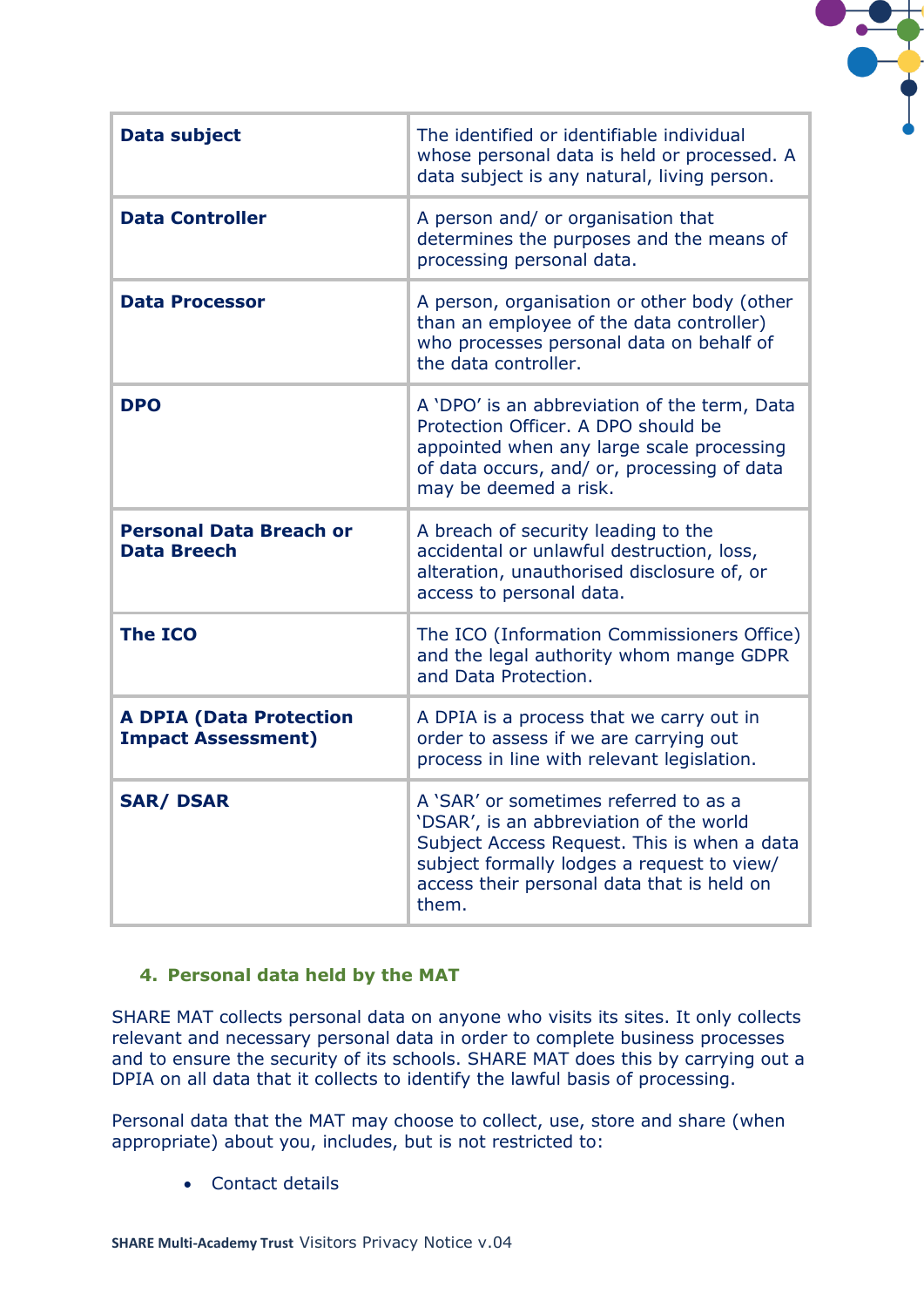| | |
|---|---|
| **Data subject** | The identified or identifiable individual whose personal data is held or processed. A data subject is any natural, living person. |
| **Data Controller** | A person and/ or organisation that determines the purposes and the means of processing personal data. |
| **Data Processor** | A person, organisation or other body (other than an employee of the data controller) who processes personal data on behalf of the data controller. |
| **DPO** | A 'DPO' is an abbreviation of the term, Data Protection Officer. A DPO should be appointed when any large scale processing of data occurs, and/ or, processing of data may be deemed a risk. |
| **Personal Data Breach or Data Breech** | A breach of security leading to the accidental or unlawful destruction, loss, alteration, unauthorised disclosure of, or access to personal data. |
| **The ICO** | The ICO (Information Commissioners Office) and the legal authority whom mange GDPR and Data Protection. |
| **A DPIA (Data Protection Impact Assessment)** | A DPIA is a process that we carry out in order to assess if we are carrying out process in line with relevant legislation. |
| **SAR/ DSAR** | A 'SAR' or sometimes referred to as a 'DSAR', is an abbreviation of the world Subject Access Request. This is when a data subject formally lodges a request to view/ access their personal data that is held on them. |

## 4. Personal data held by the MAT

SHARE MAT collects personal data on anyone who visits its sites. It only collects relevant and necessary personal data in order to complete business processes and to ensure the security of its schools. SHARE MAT does this by carrying out a DPIA on all data that it collects to identify the lawful basis of processing.

Personal data that the MAT may choose to collect, use, store and share (when appropriate) about you, includes, but is not restricted to:

- Contact details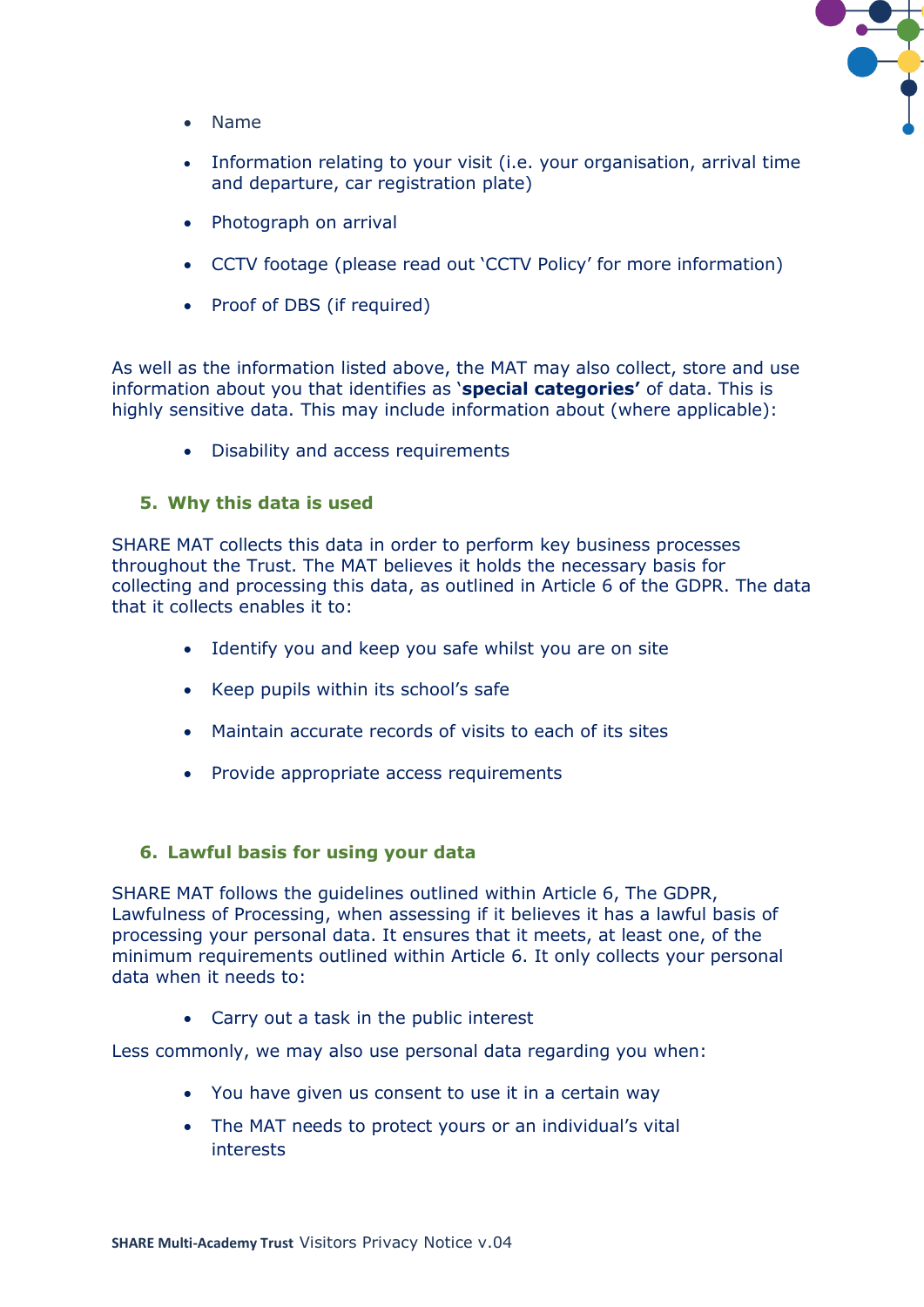- Name
- Information relating to your visit (i.e. your organisation, arrival time and departure, car registration plate)
- Photograph on arrival
- CCTV footage (please read out 'CCTV Policy' for more information)
- Proof of DBS (if required)

As well as the information listed above, the MAT may also collect, store and use information about you that identifies as '**special categories'** of data. This is highly sensitive data. This may include information about (where applicable):

- Disability and access requirements

## 5. Why this data is used

SHARE MAT collects this data in order to perform key business processes throughout the Trust. The MAT believes it holds the necessary basis for collecting and processing this data, as outlined in Article 6 of the GDPR. The data that it collects enables it to:

- Identify you and keep you safe whilst you are on site
- Keep pupils within its school's safe
- Maintain accurate records of visits to each of its sites
- Provide appropriate access requirements

## 6. Lawful basis for using your data

SHARE MAT follows the guidelines outlined within Article 6, The GDPR, Lawfulness of Processing, when assessing if it believes it has a lawful basis of processing your personal data. It ensures that it meets, at least one, of the minimum requirements outlined within Article 6. It only collects your personal data when it needs to:

- Carry out a task in the public interest

Less commonly, we may also use personal data regarding you when:

- You have given us consent to use it in a certain way
- The MAT needs to protect yours or an individual's vital interests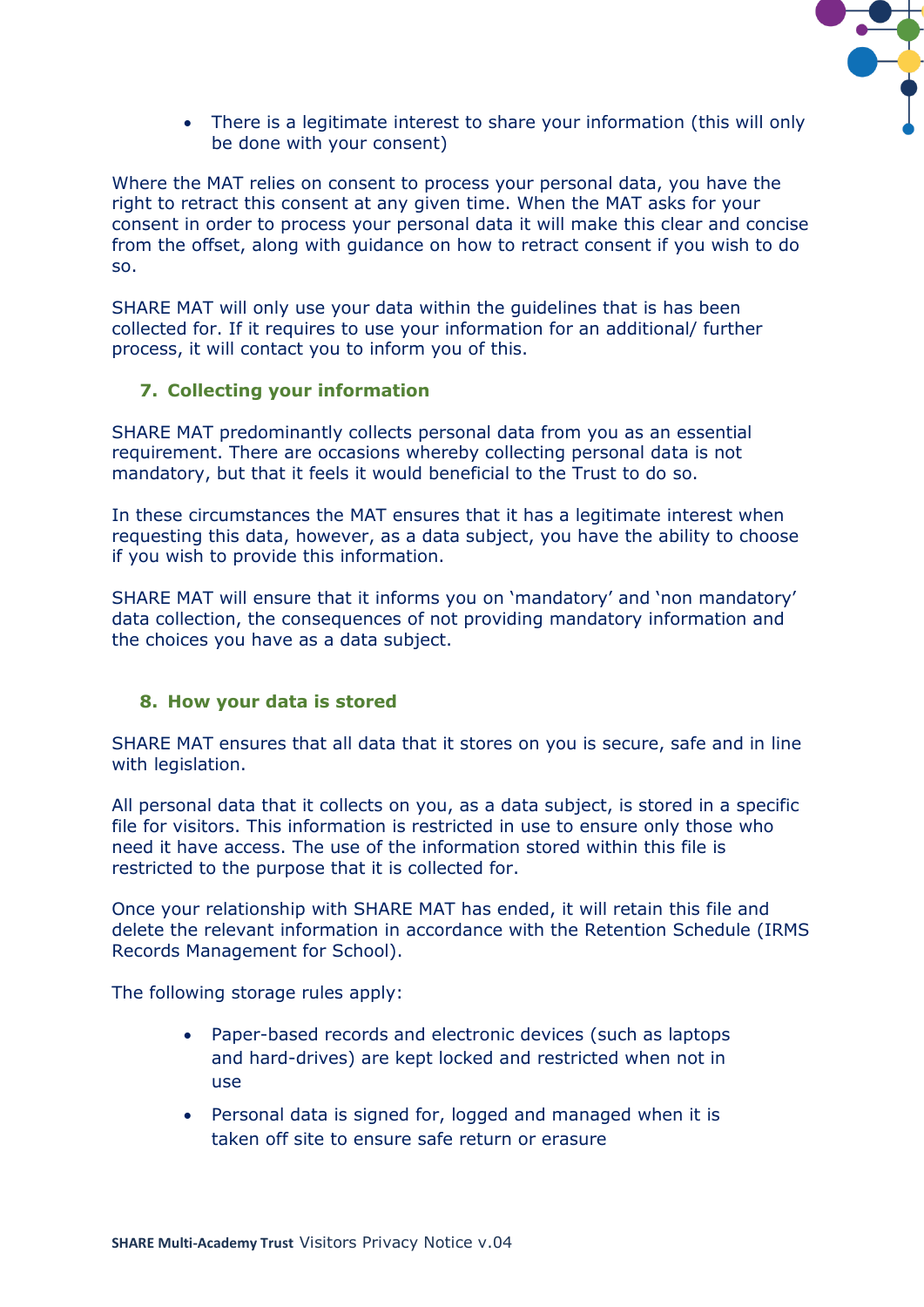- There is a legitimate interest to share your information (this will only be done with your consent)

Where the MAT relies on consent to process your personal data, you have the right to retract this consent at any given time. When the MAT asks for your consent in order to process your personal data it will make this clear and concise from the offset, along with guidance on how to retract consent if you wish to do so.

SHARE MAT will only use your data within the guidelines that is has been collected for. If it requires to use your information for an additional/ further process, it will contact you to inform you of this.

## 7. Collecting your information

SHARE MAT predominantly collects personal data from you as an essential requirement. There are occasions whereby collecting personal data is not mandatory, but that it feels it would beneficial to the Trust to do so.

In these circumstances the MAT ensures that it has a legitimate interest when requesting this data, however, as a data subject, you have the ability to choose if you wish to provide this information.

SHARE MAT will ensure that it informs you on 'mandatory' and 'non mandatory' data collection, the consequences of not providing mandatory information and the choices you have as a data subject.

## 8. How your data is stored

SHARE MAT ensures that all data that it stores on you is secure, safe and in line with legislation.

All personal data that it collects on you, as a data subject, is stored in a specific file for visitors. This information is restricted in use to ensure only those who need it have access. The use of the information stored within this file is restricted to the purpose that it is collected for.

Once your relationship with SHARE MAT has ended, it will retain this file and delete the relevant information in accordance with the Retention Schedule (IRMS Records Management for School).

The following storage rules apply:

- Paper-based records and electronic devices (such as laptops and hard-drives) are kept locked and restricted when not in use
- Personal data is signed for, logged and managed when it is taken off site to ensure safe return or erasure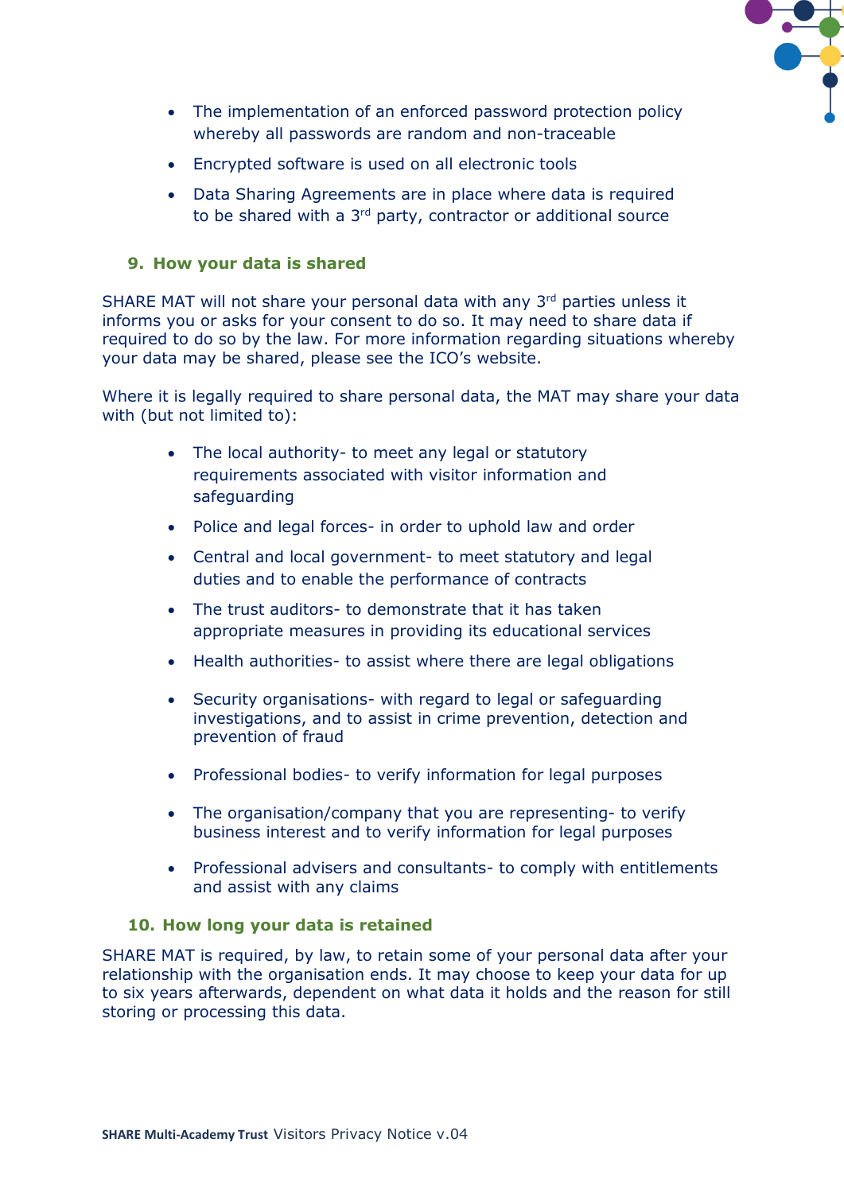- The implementation of an enforced password protection policy whereby all passwords are random and non-traceable
- Encrypted software is used on all electronic tools
- Data Sharing Agreements are in place where data is required to be shared with a 3rd party, contractor or additional source

## 9. How your data is shared

SHARE MAT will not share your personal data with any 3rd parties unless it informs you or asks for your consent to do so. It may need to share data if required to do so by the law. For more information regarding situations whereby your data may be shared, please see the ICO's website.

Where it is legally required to share personal data, the MAT may share your data with (but not limited to):

- The local authority- to meet any legal or statutory requirements associated with visitor information and safeguarding
- Police and legal forces- in order to uphold law and order
- Central and local government- to meet statutory and legal duties and to enable the performance of contracts
- The trust auditors- to demonstrate that it has taken appropriate measures in providing its educational services
- Health authorities- to assist where there are legal obligations
- Security organisations- with regard to legal or safeguarding investigations, and to assist in crime prevention, detection and prevention of fraud
- Professional bodies- to verify information for legal purposes
- The organisation/company that you are representing- to verify business interest and to verify information for legal purposes
- Professional advisers and consultants- to comply with entitlements and assist with any claims

## 10. How long your data is retained

SHARE MAT is required, by law, to retain some of your personal data after your relationship with the organisation ends. It may choose to keep your data for up to six years afterwards, dependent on what data it holds and the reason for still storing or processing this data.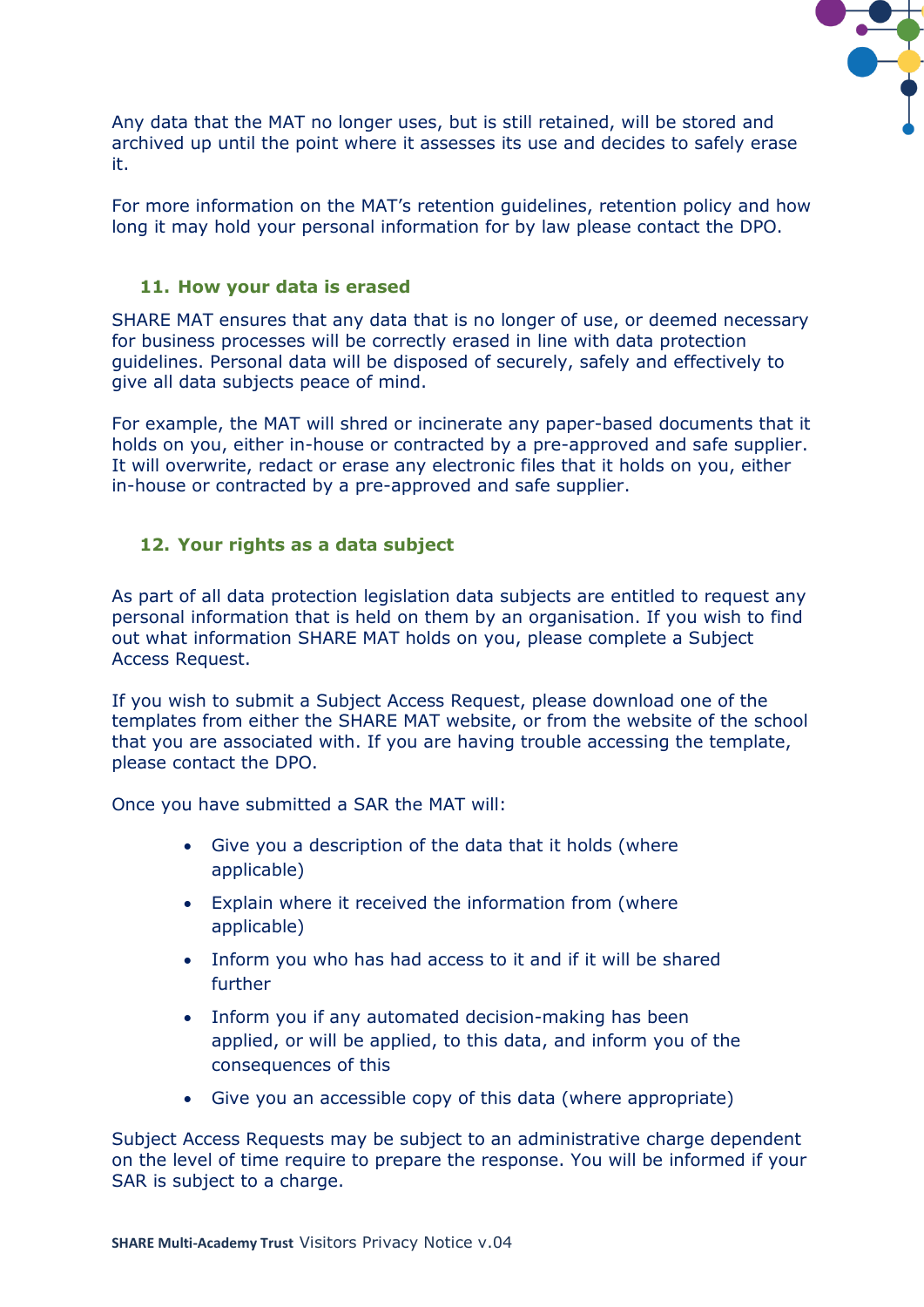Any data that the MAT no longer uses, but is still retained, will be stored and archived up until the point where it assesses its use and decides to safely erase it.

For more information on the MAT's retention guidelines, retention policy and how long it may hold your personal information for by law please contact the DPO.

## 11. How your data is erased

SHARE MAT ensures that any data that is no longer of use, or deemed necessary for business processes will be correctly erased in line with data protection guidelines. Personal data will be disposed of securely, safely and effectively to give all data subjects peace of mind.

For example, the MAT will shred or incinerate any paper-based documents that it holds on you, either in-house or contracted by a pre-approved and safe supplier. It will overwrite, redact or erase any electronic files that it holds on you, either in-house or contracted by a pre-approved and safe supplier.

## 12. Your rights as a data subject

As part of all data protection legislation data subjects are entitled to request any personal information that is held on them by an organisation. If you wish to find out what information SHARE MAT holds on you, please complete a Subject Access Request.

If you wish to submit a Subject Access Request, please download one of the templates from either the SHARE MAT website, or from the website of the school that you are associated with. If you are having trouble accessing the template, please contact the DPO.

Once you have submitted a SAR the MAT will:

- Give you a description of the data that it holds (where applicable)
- Explain where it received the information from (where applicable)
- Inform you who has had access to it and if it will be shared further
- Inform you if any automated decision-making has been applied, or will be applied, to this data, and inform you of the consequences of this
- Give you an accessible copy of this data (where appropriate)

Subject Access Requests may be subject to an administrative charge dependent on the level of time require to prepare the response. You will be informed if your SAR is subject to a charge.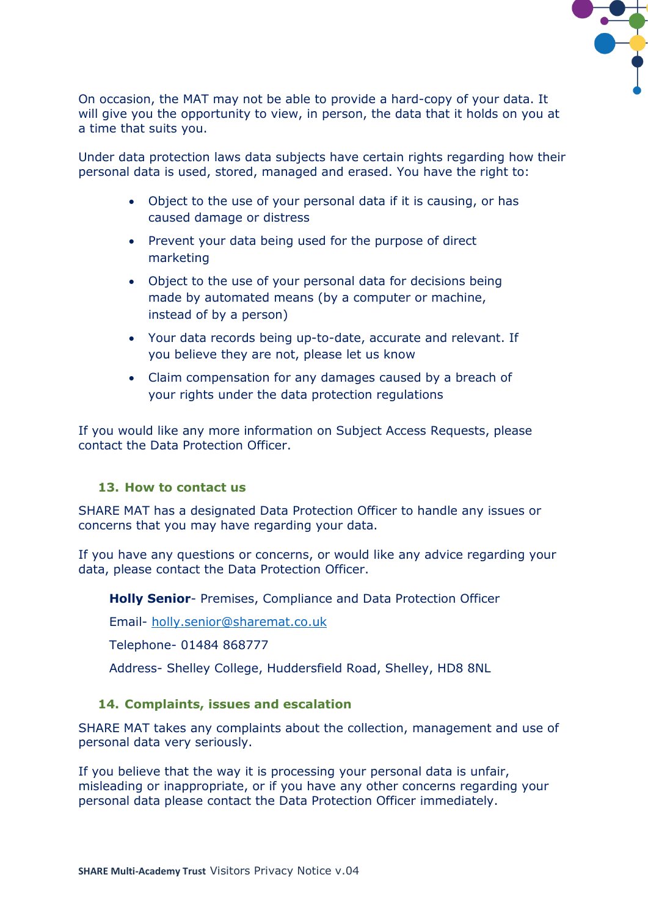On occasion, the MAT may not be able to provide a hard-copy of your data. It will give you the opportunity to view, in person, the data that it holds on you at a time that suits you.

Under data protection laws data subjects have certain rights regarding how their personal data is used, stored, managed and erased. You have the right to:

- Object to the use of your personal data if it is causing, or has caused damage or distress
- Prevent your data being used for the purpose of direct marketing
- Object to the use of your personal data for decisions being made by automated means (by a computer or machine, instead of by a person)
- Your data records being up-to-date, accurate and relevant. If you believe they are not, please let us know
- Claim compensation for any damages caused by a breach of your rights under the data protection regulations

If you would like any more information on Subject Access Requests, please contact the Data Protection Officer.

## 13. How to contact us

SHARE MAT has a designated Data Protection Officer to handle any issues or concerns that you may have regarding your data.

If you have any questions or concerns, or would like any advice regarding your data, please contact the Data Protection Officer.

**Holly Senior**- Premises, Compliance and Data Protection Officer

Email- holly.senior@sharemat.co.uk

Telephone- 01484 868777

Address- Shelley College, Huddersfield Road, Shelley, HD8 8NL

## 14. Complaints, issues and escalation

SHARE MAT takes any complaints about the collection, management and use of personal data very seriously.

If you believe that the way it is processing your personal data is unfair, misleading or inappropriate, or if you have any other concerns regarding your personal data please contact the Data Protection Officer immediately.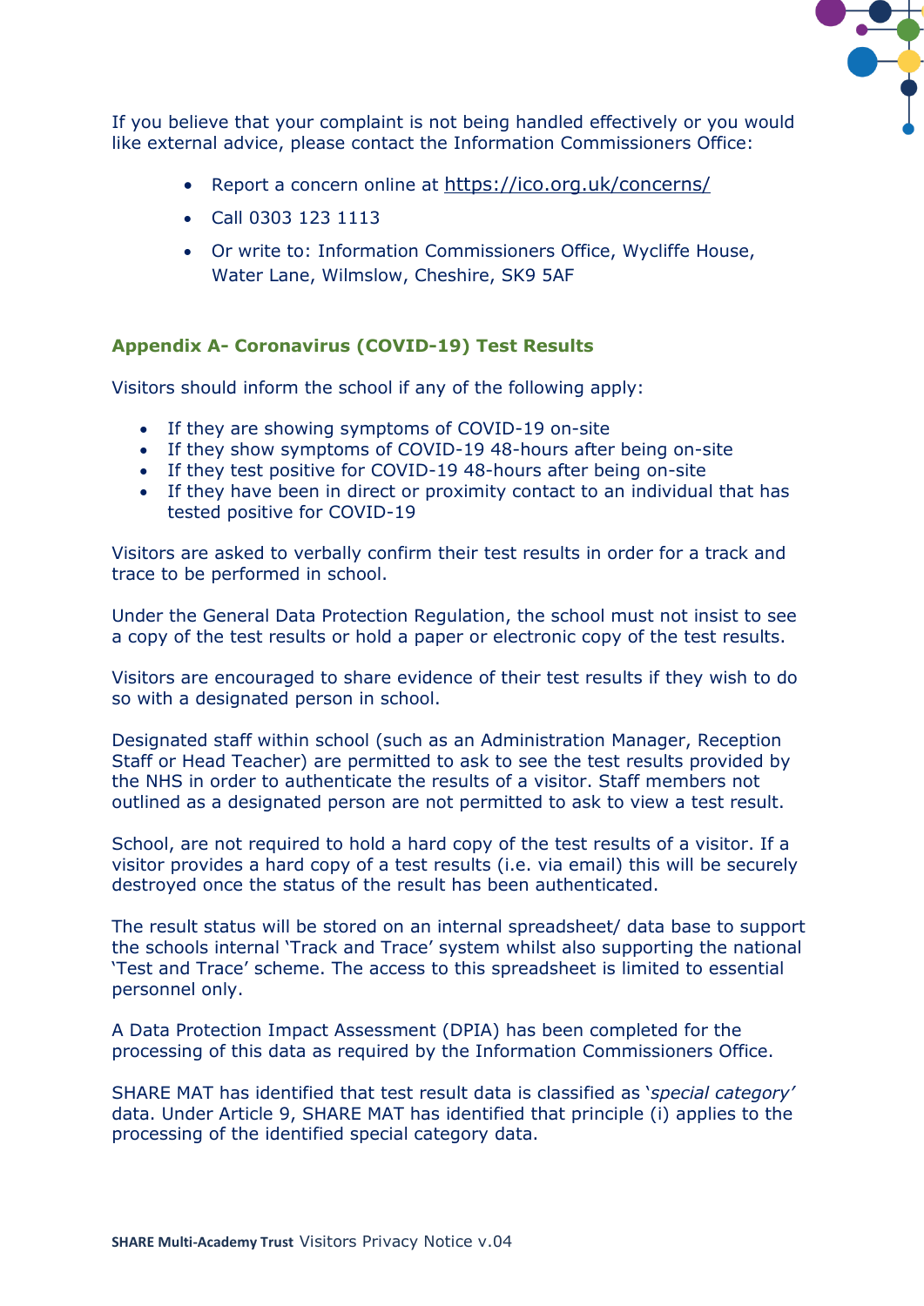If you believe that your complaint is not being handled effectively or you would like external advice, please contact the Information Commissioners Office:

- Report a concern online at https://ico.org.uk/concerns/
- Call 0303 123 1113
- Or write to: Information Commissioners Office, Wycliffe House, Water Lane, Wilmslow, Cheshire, SK9 5AF

## Appendix A- Coronavirus (COVID-19) Test Results

Visitors should inform the school if any of the following apply:

- If they are showing symptoms of COVID-19 on-site
- If they show symptoms of COVID-19 48-hours after being on-site
- If they test positive for COVID-19 48-hours after being on-site
- If they have been in direct or proximity contact to an individual that has tested positive for COVID-19

Visitors are asked to verbally confirm their test results in order for a track and trace to be performed in school.

Under the General Data Protection Regulation, the school must not insist to see a copy of the test results or hold a paper or electronic copy of the test results.

Visitors are encouraged to share evidence of their test results if they wish to do so with a designated person in school.

Designated staff within school (such as an Administration Manager, Reception Staff or Head Teacher) are permitted to ask to see the test results provided by the NHS in order to authenticate the results of a visitor. Staff members not outlined as a designated person are not permitted to ask to view a test result.

School, are not required to hold a hard copy of the test results of a visitor. If a visitor provides a hard copy of a test results (i.e. via email) this will be securely destroyed once the status of the result has been authenticated.

The result status will be stored on an internal spreadsheet/ data base to support the schools internal 'Track and Trace' system whilst also supporting the national 'Test and Trace' scheme. The access to this spreadsheet is limited to essential personnel only.

A Data Protection Impact Assessment (DPIA) has been completed for the processing of this data as required by the Information Commissioners Office.

SHARE MAT has identified that test result data is classified as '*special category'* data. Under Article 9, SHARE MAT has identified that principle (i) applies to the processing of the identified special category data.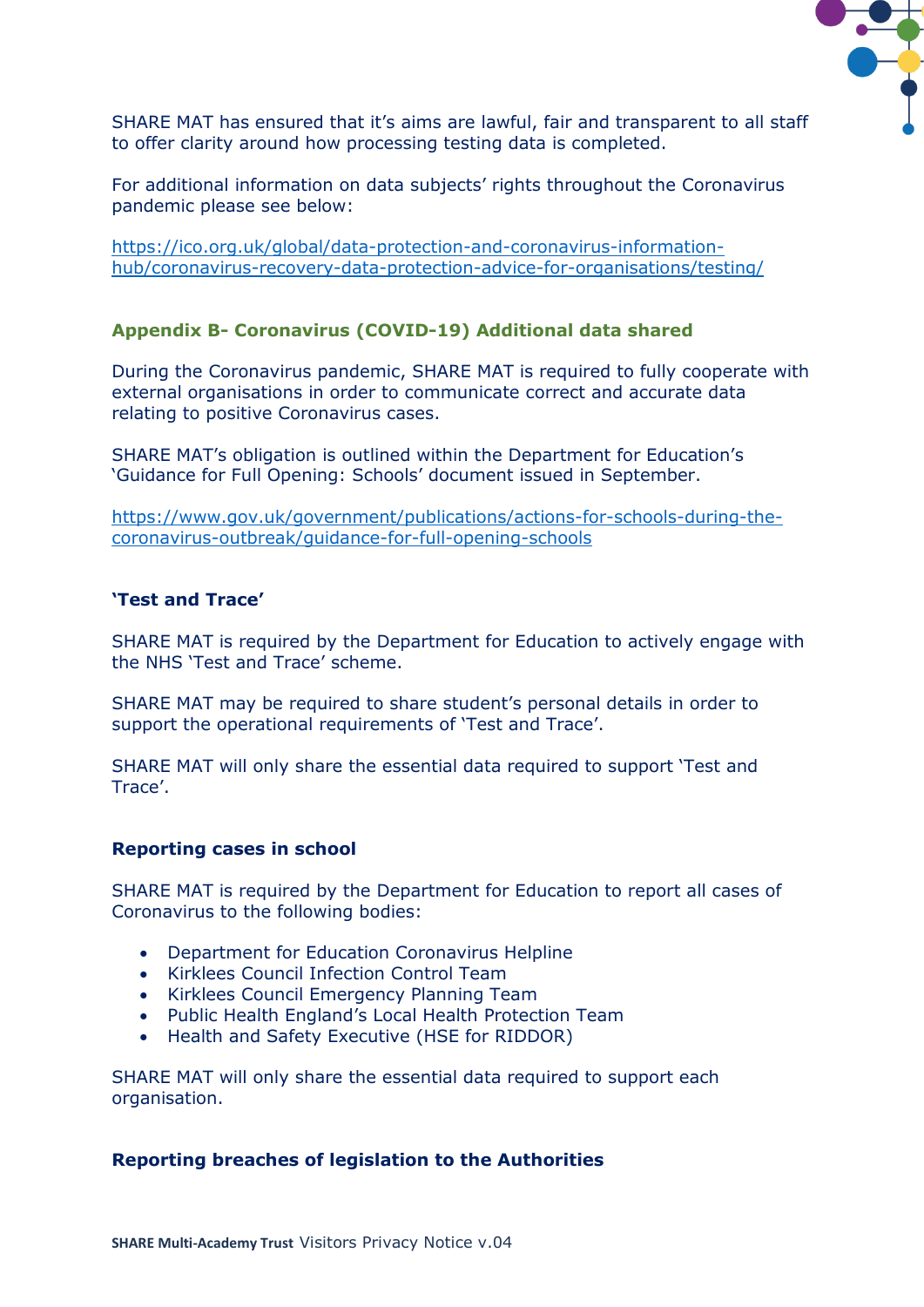SHARE MAT has ensured that it's aims are lawful, fair and transparent to all staff to offer clarity around how processing testing data is completed.

For additional information on data subjects' rights throughout the Coronavirus pandemic please see below:

[https://ico.org.uk/global/data-protection-and-coronavirus-information-hub/coronavirus-recovery-data-protection-advice-for-organisations/testing/](https://ico.org.uk/global/data-protection-and-coronavirus-information-hub/coronavirus-recovery-data-protection-advice-for-organisations/testing/)

## Appendix B- Coronavirus (COVID-19) Additional data shared

During the Coronavirus pandemic, SHARE MAT is required to fully cooperate with external organisations in order to communicate correct and accurate data relating to positive Coronavirus cases.

SHARE MAT's obligation is outlined within the Department for Education's 'Guidance for Full Opening: Schools' document issued in September.

[https://www.gov.uk/government/publications/actions-for-schools-during-the-coronavirus-outbreak/guidance-for-full-opening-schools](https://www.gov.uk/government/publications/actions-for-schools-during-the-coronavirus-outbreak/guidance-for-full-opening-schools)

### 'Test and Trace'

SHARE MAT is required by the Department for Education to actively engage with the NHS 'Test and Trace' scheme.

SHARE MAT may be required to share student's personal details in order to support the operational requirements of 'Test and Trace'.

SHARE MAT will only share the essential data required to support 'Test and Trace'.

### Reporting cases in school

SHARE MAT is required by the Department for Education to report all cases of Coronavirus to the following bodies:

- Department for Education Coronavirus Helpline
- Kirklees Council Infection Control Team
- Kirklees Council Emergency Planning Team
- Public Health England's Local Health Protection Team
- Health and Safety Executive (HSE for RIDDOR)

SHARE MAT will only share the essential data required to support each organisation.

### Reporting breaches of legislation to the Authorities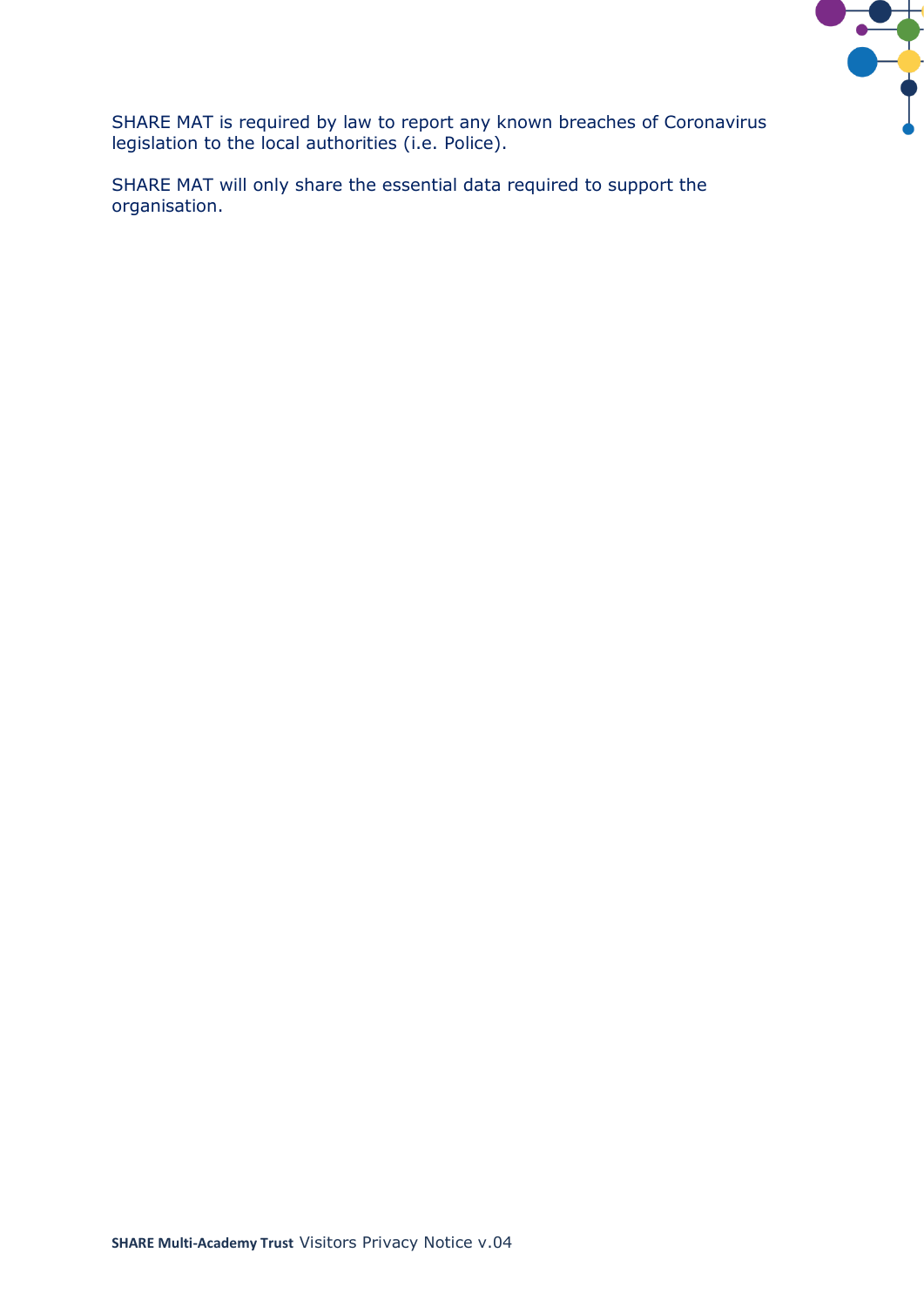SHARE MAT is required by law to report any known breaches of Coronavirus legislation to the local authorities (i.e. Police).

SHARE MAT will only share the essential data required to support the organisation.